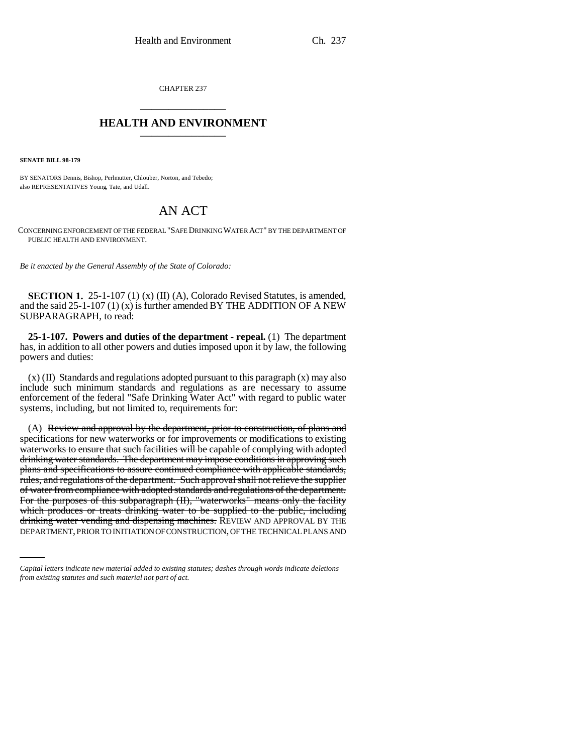CHAPTER 237

# HEALTH AND ENVIRONMENT

**SENATE BILL 98-179**

BY SENATORS Dennis, Bishop, Perlmutter, Chlouber, Norton, and Tebedo;
also REPRESENTATIVES Young, Tate, and Udall.

# AN ACT

CONCERNING ENFORCEMENT OF THE FEDERAL "SAFE DRINKING WATER ACT" BY THE DEPARTMENT OF PUBLIC HEALTH AND ENVIRONMENT.

*Be it enacted by the General Assembly of the State of Colorado:*

**SECTION 1.** 25-1-107 (1) (x) (II) (A), Colorado Revised Statutes, is amended, and the said 25-1-107 (1) (x) is further amended BY THE ADDITION OF A NEW SUBPARAGRAPH, to read:

**25-1-107. Powers and duties of the department - repeal.** (1) The department has, in addition to all other powers and duties imposed upon it by law, the following powers and duties:

(x) (II) Standards and regulations adopted pursuant to this paragraph (x) may also include such minimum standards and regulations as are necessary to assume enforcement of the federal "Safe Drinking Water Act" with regard to public water systems, including, but not limited to, requirements for:

(A) ~~Review and approval by the department, prior to construction, of plans and specifications for new waterworks or for improvements or modifications to existing waterworks to ensure that such facilities will be capable of complying with adopted drinking water standards. The department may impose conditions in approving such plans and specifications to assure continued compliance with applicable standards, rules, and regulations of the department. Such approval shall not relieve the supplier of water from compliance with adopted standards and regulations of the department. For the purposes of this subparagraph (II), "waterworks" means only the facility which produces or treats drinking water to be supplied to the public, including drinking water vending and dispensing machines.~~ REVIEW AND APPROVAL BY THE DEPARTMENT, PRIOR TO INITIATION OF CONSTRUCTION, OF THE TECHNICAL PLANS AND

*Capital letters indicate new material added to existing statutes; dashes through words indicate deletions from existing statutes and such material not part of act.*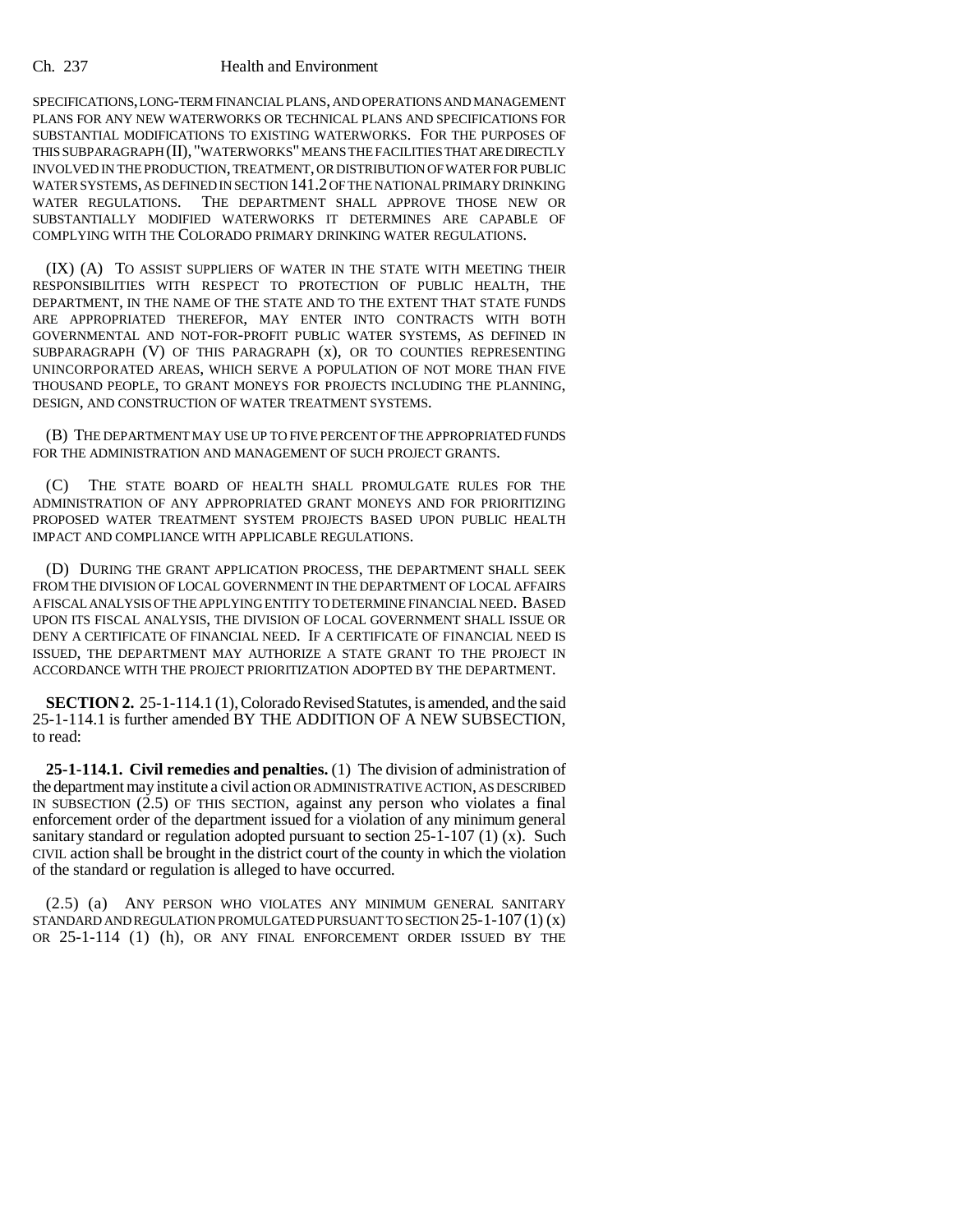SPECIFICATIONS, LONG-TERM FINANCIAL PLANS, AND OPERATIONS AND MANAGEMENT PLANS FOR ANY NEW WATERWORKS OR TECHNICAL PLANS AND SPECIFICATIONS FOR SUBSTANTIAL MODIFICATIONS TO EXISTING WATERWORKS. FOR THE PURPOSES OF THIS SUBPARAGRAPH (II), "WATERWORKS" MEANS THE FACILITIES THAT ARE DIRECTLY INVOLVED IN THE PRODUCTION, TREATMENT, OR DISTRIBUTION OF WATER FOR PUBLIC WATER SYSTEMS, AS DEFINED IN SECTION 141.2 OF THE NATIONAL PRIMARY DRINKING WATER REGULATIONS. THE DEPARTMENT SHALL APPROVE THOSE NEW OR SUBSTANTIALLY MODIFIED WATERWORKS IT DETERMINES ARE CAPABLE OF COMPLYING WITH THE COLORADO PRIMARY DRINKING WATER REGULATIONS.

(IX) (A) TO ASSIST SUPPLIERS OF WATER IN THE STATE WITH MEETING THEIR RESPONSIBILITIES WITH RESPECT TO PROTECTION OF PUBLIC HEALTH, THE DEPARTMENT, IN THE NAME OF THE STATE AND TO THE EXTENT THAT STATE FUNDS ARE APPROPRIATED THEREFOR, MAY ENTER INTO CONTRACTS WITH BOTH GOVERNMENTAL AND NOT-FOR-PROFIT PUBLIC WATER SYSTEMS, AS DEFINED IN SUBPARAGRAPH (V) OF THIS PARAGRAPH (x), OR TO COUNTIES REPRESENTING UNINCORPORATED AREAS, WHICH SERVE A POPULATION OF NOT MORE THAN FIVE THOUSAND PEOPLE, TO GRANT MONEYS FOR PROJECTS INCLUDING THE PLANNING, DESIGN, AND CONSTRUCTION OF WATER TREATMENT SYSTEMS.

(B) THE DEPARTMENT MAY USE UP TO FIVE PERCENT OF THE APPROPRIATED FUNDS FOR THE ADMINISTRATION AND MANAGEMENT OF SUCH PROJECT GRANTS.

(C) THE STATE BOARD OF HEALTH SHALL PROMULGATE RULES FOR THE ADMINISTRATION OF ANY APPROPRIATED GRANT MONEYS AND FOR PRIORITIZING PROPOSED WATER TREATMENT SYSTEM PROJECTS BASED UPON PUBLIC HEALTH IMPACT AND COMPLIANCE WITH APPLICABLE REGULATIONS.

(D) DURING THE GRANT APPLICATION PROCESS, THE DEPARTMENT SHALL SEEK FROM THE DIVISION OF LOCAL GOVERNMENT IN THE DEPARTMENT OF LOCAL AFFAIRS A FISCAL ANALYSIS OF THE APPLYING ENTITY TO DETERMINE FINANCIAL NEED. BASED UPON ITS FISCAL ANALYSIS, THE DIVISION OF LOCAL GOVERNMENT SHALL ISSUE OR DENY A CERTIFICATE OF FINANCIAL NEED. IF A CERTIFICATE OF FINANCIAL NEED IS ISSUED, THE DEPARTMENT MAY AUTHORIZE A STATE GRANT TO THE PROJECT IN ACCORDANCE WITH THE PROJECT PRIORITIZATION ADOPTED BY THE DEPARTMENT.

**SECTION 2.** 25-1-114.1 (1), Colorado Revised Statutes, is amended, and the said 25-1-114.1 is further amended BY THE ADDITION OF A NEW SUBSECTION, to read:

**25-1-114.1. Civil remedies and penalties.** (1) The division of administration of the department may institute a civil action OR ADMINISTRATIVE ACTION, AS DESCRIBED IN SUBSECTION (2.5) OF THIS SECTION, against any person who violates a final enforcement order of the department issued for a violation of any minimum general sanitary standard or regulation adopted pursuant to section 25-1-107 (1) (x). Such CIVIL action shall be brought in the district court of the county in which the violation of the standard or regulation is alleged to have occurred.

(2.5) (a) ANY PERSON WHO VIOLATES ANY MINIMUM GENERAL SANITARY STANDARD AND REGULATION PROMULGATED PURSUANT TO SECTION 25-1-107 (1) (x) OR 25-1-114 (1) (h), OR ANY FINAL ENFORCEMENT ORDER ISSUED BY THE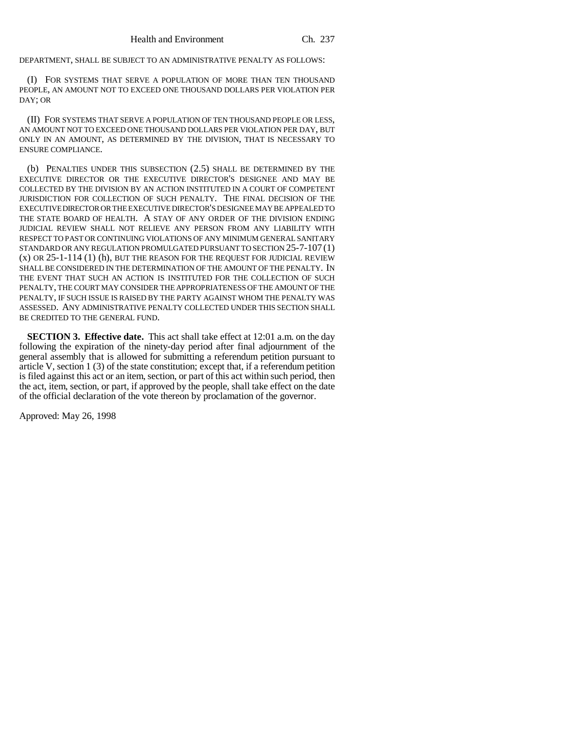DEPARTMENT, SHALL BE SUBJECT TO AN ADMINISTRATIVE PENALTY AS FOLLOWS:

(I) FOR SYSTEMS THAT SERVE A POPULATION OF MORE THAN TEN THOUSAND PEOPLE, AN AMOUNT NOT TO EXCEED ONE THOUSAND DOLLARS PER VIOLATION PER DAY; OR

(II) FOR SYSTEMS THAT SERVE A POPULATION OF TEN THOUSAND PEOPLE OR LESS, AN AMOUNT NOT TO EXCEED ONE THOUSAND DOLLARS PER VIOLATION PER DAY, BUT ONLY IN AN AMOUNT, AS DETERMINED BY THE DIVISION, THAT IS NECESSARY TO ENSURE COMPLIANCE.

(b) PENALTIES UNDER THIS SUBSECTION (2.5) SHALL BE DETERMINED BY THE EXECUTIVE DIRECTOR OR THE EXECUTIVE DIRECTOR'S DESIGNEE AND MAY BE COLLECTED BY THE DIVISION BY AN ACTION INSTITUTED IN A COURT OF COMPETENT JURISDICTION FOR COLLECTION OF SUCH PENALTY. THE FINAL DECISION OF THE EXECUTIVE DIRECTOR OR THE EXECUTIVE DIRECTOR'S DESIGNEE MAY BE APPEALED TO THE STATE BOARD OF HEALTH. A STAY OF ANY ORDER OF THE DIVISION ENDING JUDICIAL REVIEW SHALL NOT RELIEVE ANY PERSON FROM ANY LIABILITY WITH RESPECT TO PAST OR CONTINUING VIOLATIONS OF ANY MINIMUM GENERAL SANITARY STANDARD OR ANY REGULATION PROMULGATED PURSUANT TO SECTION 25-7-107 (1) (x) OR 25-1-114 (1) (h), BUT THE REASON FOR THE REQUEST FOR JUDICIAL REVIEW SHALL BE CONSIDERED IN THE DETERMINATION OF THE AMOUNT OF THE PENALTY. IN THE EVENT THAT SUCH AN ACTION IS INSTITUTED FOR THE COLLECTION OF SUCH PENALTY, THE COURT MAY CONSIDER THE APPROPRIATENESS OF THE AMOUNT OF THE PENALTY, IF SUCH ISSUE IS RAISED BY THE PARTY AGAINST WHOM THE PENALTY WAS ASSESSED. ANY ADMINISTRATIVE PENALTY COLLECTED UNDER THIS SECTION SHALL BE CREDITED TO THE GENERAL FUND.

**SECTION 3. Effective date.** This act shall take effect at 12:01 a.m. on the day following the expiration of the ninety-day period after final adjournment of the general assembly that is allowed for submitting a referendum petition pursuant to article V, section 1 (3) of the state constitution; except that, if a referendum petition is filed against this act or an item, section, or part of this act within such period, then the act, item, section, or part, if approved by the people, shall take effect on the date of the official declaration of the vote thereon by proclamation of the governor.

Approved: May 26, 1998